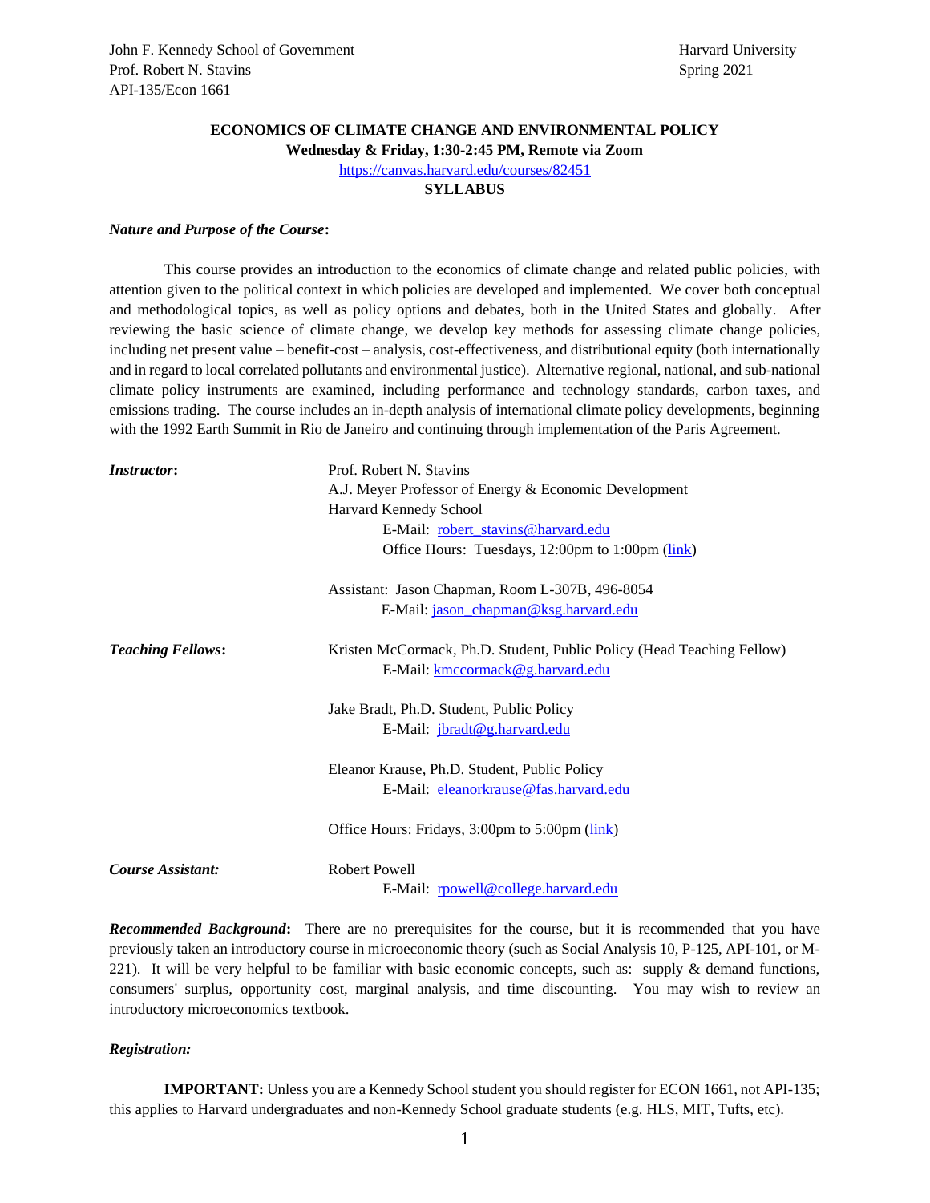John F. Kennedy School of Government — Harvard University
Prof. Robert N. Stavins — Spring 2021
API-135/Econ 1661

**ECONOMICS OF CLIMATE CHANGE AND ENVIRONMENTAL POLICY**
**Wednesday & Friday, 1:30-2:45 PM, Remote via Zoom**
https://canvas.harvard.edu/courses/82451
**SYLLABUS**

***Nature and Purpose of the Course*:**

This course provides an introduction to the economics of climate change and related public policies, with attention given to the political context in which policies are developed and implemented. We cover both conceptual and methodological topics, as well as policy options and debates, both in the United States and globally. After reviewing the basic science of climate change, we develop key methods for assessing climate change policies, including net present value – benefit-cost – analysis, cost-effectiveness, and distributional equity (both internationally and in regard to local correlated pollutants and environmental justice). Alternative regional, national, and sub-national climate policy instruments are examined, including performance and technology standards, carbon taxes, and emissions trading. The course includes an in-depth analysis of international climate policy developments, beginning with the 1992 Earth Summit in Rio de Janeiro and continuing through implementation of the Paris Agreement.

***Instructor*:**

Prof. Robert N. Stavins
A.J. Meyer Professor of Energy & Economic Development
Harvard Kennedy School
E-Mail: robert_stavins@harvard.edu
Office Hours: Tuesdays, 12:00pm to 1:00pm (link)

Assistant: Jason Chapman, Room L-307B, 496-8054
E-Mail: jason_chapman@ksg.harvard.edu

***Teaching Fellows*:**

Kristen McCormack, Ph.D. Student, Public Policy (Head Teaching Fellow)
E-Mail: kmccormack@g.harvard.edu

Jake Bradt, Ph.D. Student, Public Policy
E-Mail: jbradt@g.harvard.edu

Eleanor Krause, Ph.D. Student, Public Policy
E-Mail: eleanorkrause@fas.harvard.edu

Office Hours: Fridays, 3:00pm to 5:00pm (link)

***Course Assistant:***

Robert Powell
E-Mail: rpowell@college.harvard.edu

***Recommended Background*:** There are no prerequisites for the course, but it is recommended that you have previously taken an introductory course in microeconomic theory (such as Social Analysis 10, P-125, API-101, or M-221). It will be very helpful to be familiar with basic economic concepts, such as: supply & demand functions, consumers' surplus, opportunity cost, marginal analysis, and time discounting. You may wish to review an introductory microeconomics textbook.

***Registration:***

**IMPORTANT:** Unless you are a Kennedy School student you should register for ECON 1661, not API-135; this applies to Harvard undergraduates and non-Kennedy School graduate students (e.g. HLS, MIT, Tufts, etc).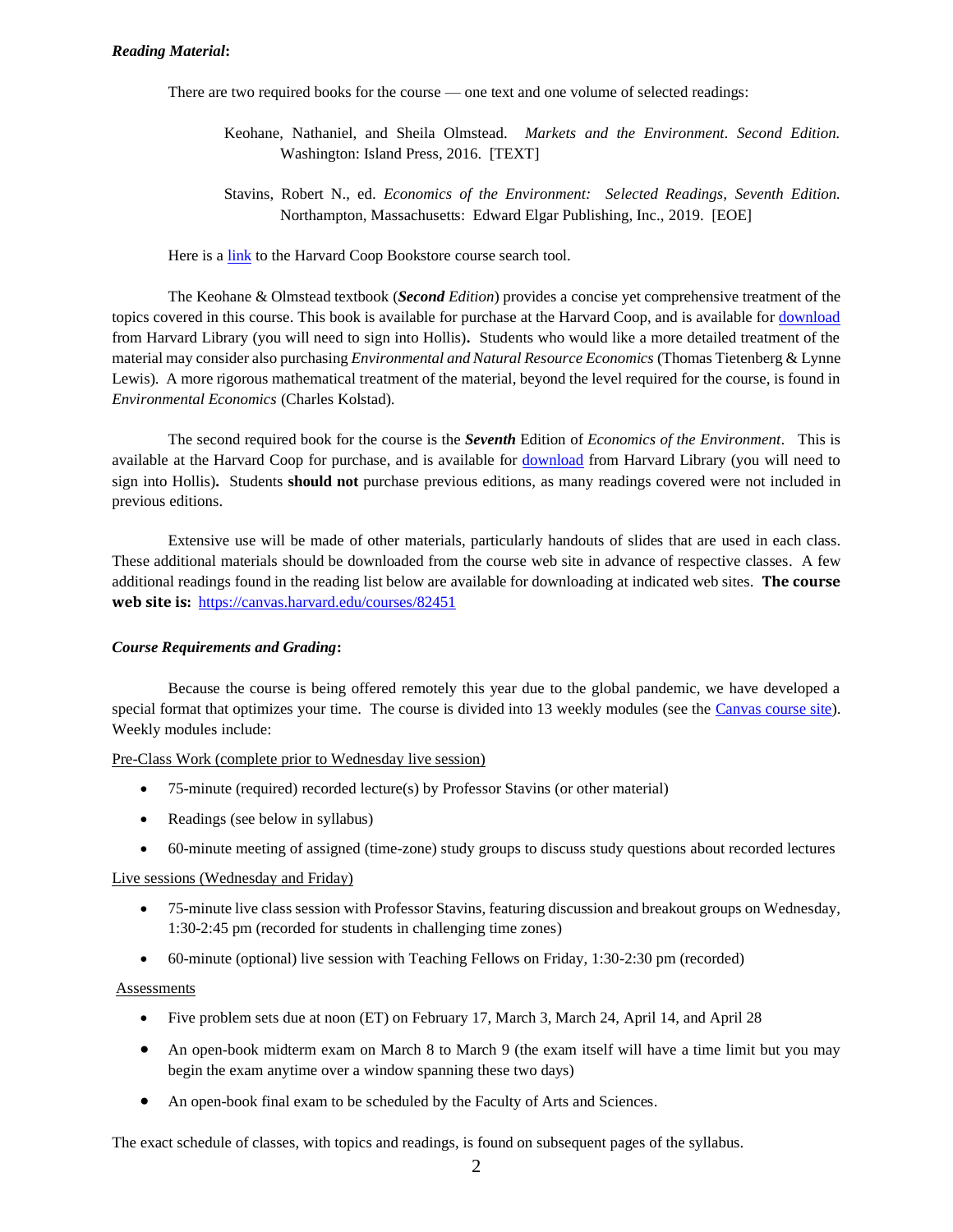***Reading Material*:**

There are two required books for the course — one text and one volume of selected readings:

> Keohane, Nathaniel, and Sheila Olmstead. *Markets and the Environment*. *Second Edition.* Washington: Island Press, 2016. [TEXT]
>
> Stavins, Robert N., ed. *Economics of the Environment: Selected Readings, Seventh Edition.* Northampton, Massachusetts: Edward Elgar Publishing, Inc., 2019. [EOE]

Here is a link to the Harvard Coop Bookstore course search tool.

The Keohane & Olmstead textbook (***Second** Edition*) provides a concise yet comprehensive treatment of the topics covered in this course. This book is available for purchase at the Harvard Coop, and is available for download from Harvard Library (you will need to sign into Hollis)**.** Students who would like a more detailed treatment of the material may consider also purchasing *Environmental and Natural Resource Economics* (Thomas Tietenberg & Lynne Lewis). A more rigorous mathematical treatment of the material, beyond the level required for the course, is found in *Environmental Economics* (Charles Kolstad).

The second required book for the course is the ***Seventh*** Edition of *Economics of the Environment*. This is available at the Harvard Coop for purchase, and is available for download from Harvard Library (you will need to sign into Hollis)**.** Students **should not** purchase previous editions, as many readings covered were not included in previous editions.

Extensive use will be made of other materials, particularly handouts of slides that are used in each class. These additional materials should be downloaded from the course web site in advance of respective classes. A few additional readings found in the reading list below are available for downloading at indicated web sites. **The course web site is:** https://canvas.harvard.edu/courses/82451

***Course Requirements and Grading*:**

Because the course is being offered remotely this year due to the global pandemic, we have developed a special format that optimizes your time. The course is divided into 13 weekly modules (see the Canvas course site). Weekly modules include:

Pre-Class Work (complete prior to Wednesday live session)

- 75-minute (required) recorded lecture(s) by Professor Stavins (or other material)
- Readings (see below in syllabus)
- 60-minute meeting of assigned (time-zone) study groups to discuss study questions about recorded lectures

Live sessions (Wednesday and Friday)

- 75-minute live class session with Professor Stavins, featuring discussion and breakout groups on Wednesday, 1:30-2:45 pm (recorded for students in challenging time zones)
- 60-minute (optional) live session with Teaching Fellows on Friday, 1:30-2:30 pm (recorded)

Assessments

- Five problem sets due at noon (ET) on February 17, March 3, March 24, April 14, and April 28
- An open-book midterm exam on March 8 to March 9 (the exam itself will have a time limit but you may begin the exam anytime over a window spanning these two days)
- An open-book final exam to be scheduled by the Faculty of Arts and Sciences.

The exact schedule of classes, with topics and readings, is found on subsequent pages of the syllabus.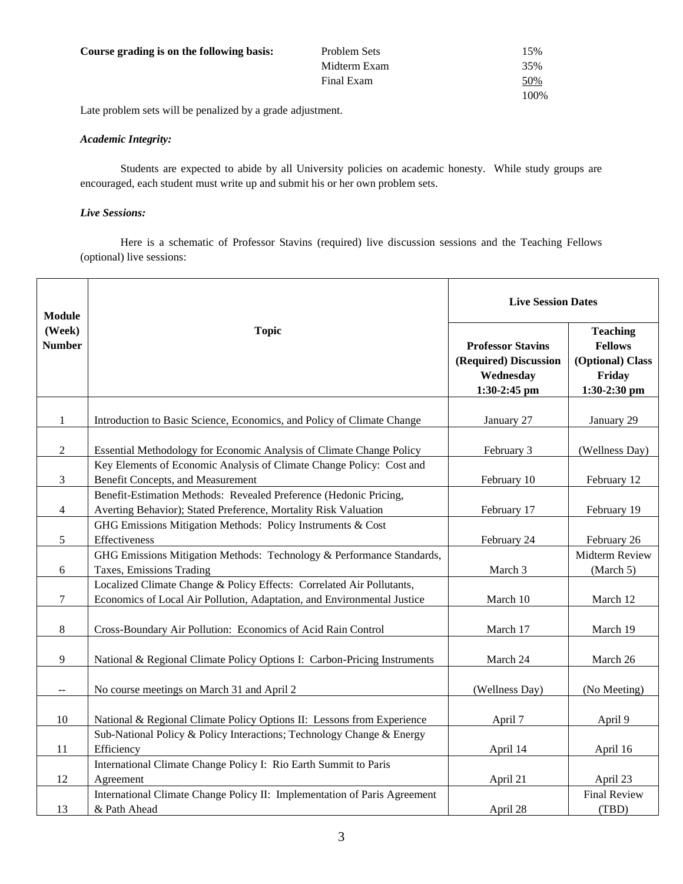**Course grading is on the following basis:**

| | | |
|---|---|---|
| Problem Sets | | 15% |
| Midterm Exam | | 35% |
| Final Exam | | 50% |
| | | 100% |

Late problem sets will be penalized by a grade adjustment.

***Academic Integrity:***

Students are expected to abide by all University policies on academic honesty. While study groups are encouraged, each student must write up and submit his or her own problem sets.

***Live Sessions:***

Here is a schematic of Professor Stavins (required) live discussion sessions and the Teaching Fellows (optional) live sessions:

| Module (Week) Number | Topic | Live Session Dates | |
|---|---|---|---|
| | | **Professor Stavins (Required) Discussion Wednesday 1:30-2:45 pm** | **Teaching Fellows (Optional) Class Friday 1:30-2:30 pm** |
| 1 | Introduction to Basic Science, Economics, and Policy of Climate Change | January 27 | January 29 |
| 2 | Essential Methodology for Economic Analysis of Climate Change Policy | February 3 | (Wellness Day) |
| 3 | Key Elements of Economic Analysis of Climate Change Policy: Cost and Benefit Concepts, and Measurement | February 10 | February 12 |
| 4 | Benefit-Estimation Methods: Revealed Preference (Hedonic Pricing, Averting Behavior); Stated Preference, Mortality Risk Valuation | February 17 | February 19 |
| 5 | GHG Emissions Mitigation Methods: Policy Instruments & Cost Effectiveness | February 24 | February 26 |
| 6 | GHG Emissions Mitigation Methods: Technology & Performance Standards, Taxes, Emissions Trading | March 3 | Midterm Review (March 5) |
| 7 | Localized Climate Change & Policy Effects: Correlated Air Pollutants, Economics of Local Air Pollution, Adaptation, and Environmental Justice | March 10 | March 12 |
| 8 | Cross-Boundary Air Pollution: Economics of Acid Rain Control | March 17 | March 19 |
| 9 | National & Regional Climate Policy Options I: Carbon-Pricing Instruments | March 24 | March 26 |
| -- | No course meetings on March 31 and April 2 | (Wellness Day) | (No Meeting) |
| 10 | National & Regional Climate Policy Options II: Lessons from Experience | April 7 | April 9 |
| 11 | Sub-National Policy & Policy Interactions; Technology Change & Energy Efficiency | April 14 | April 16 |
| 12 | International Climate Change Policy I: Rio Earth Summit to Paris Agreement | April 21 | April 23 |
| 13 | International Climate Change Policy II: Implementation of Paris Agreement & Path Ahead | April 28 | Final Review (TBD) |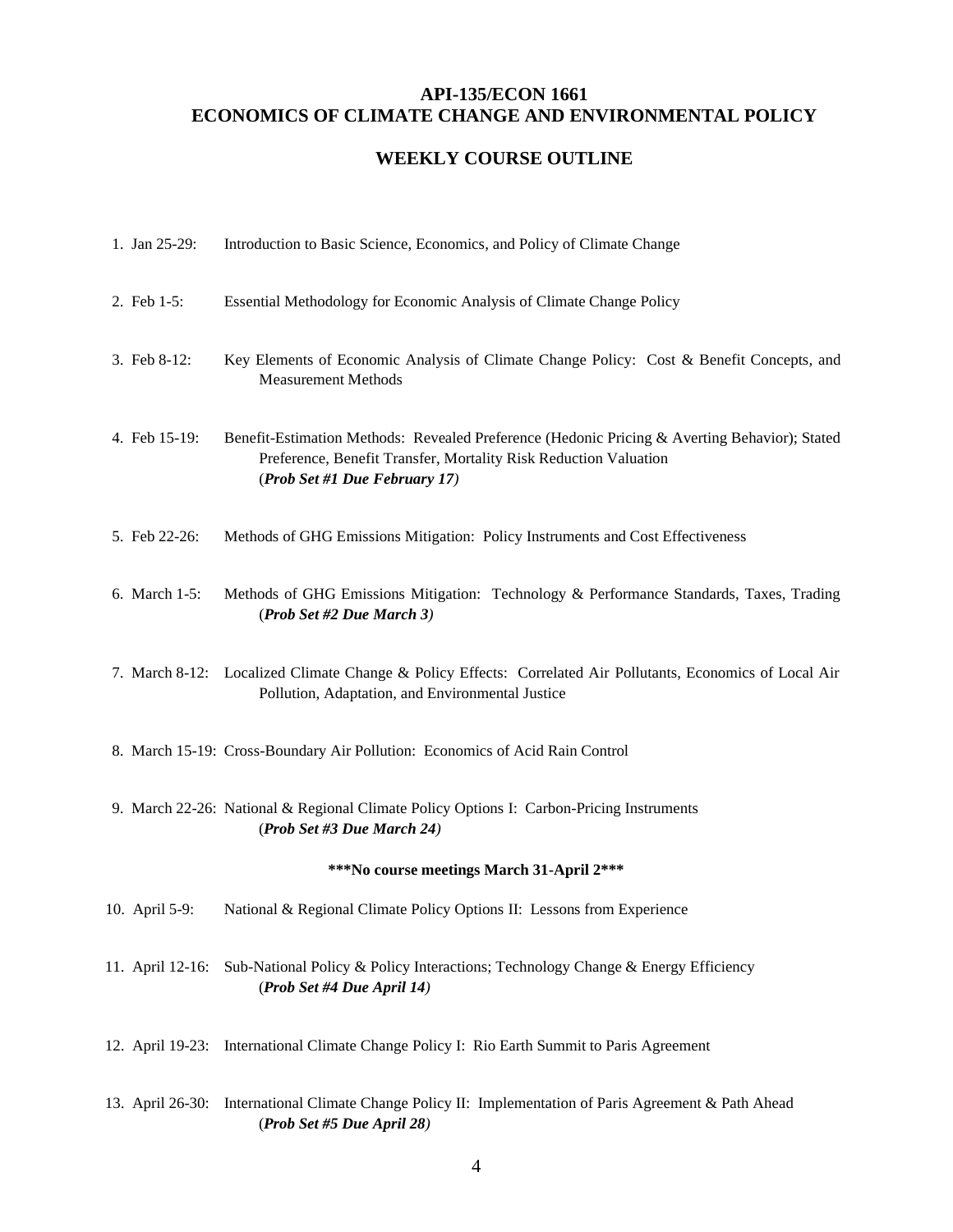## API-135/ECON 1661
## ECONOMICS OF CLIMATE CHANGE AND ENVIRONMENTAL POLICY

### WEEKLY COURSE OUTLINE

1. Jan 25-29: Introduction to Basic Science, Economics, and Policy of Climate Change

2. Feb 1-5: Essential Methodology for Economic Analysis of Climate Change Policy

3. Feb 8-12: Key Elements of Economic Analysis of Climate Change Policy: Cost & Benefit Concepts, and Measurement Methods

4. Feb 15-19: Benefit-Estimation Methods: Revealed Preference (Hedonic Pricing & Averting Behavior); Stated Preference, Benefit Transfer, Mortality Risk Reduction Valuation
   (***Prob Set #1 Due February 17***)

5. Feb 22-26: Methods of GHG Emissions Mitigation: Policy Instruments and Cost Effectiveness

6. March 1-5: Methods of GHG Emissions Mitigation: Technology & Performance Standards, Taxes, Trading
   (***Prob Set #2 Due March 3***)

7. March 8-12: Localized Climate Change & Policy Effects: Correlated Air Pollutants, Economics of Local Air Pollution, Adaptation, and Environmental Justice

8. March 15-19: Cross-Boundary Air Pollution: Economics of Acid Rain Control

9. March 22-26: National & Regional Climate Policy Options I: Carbon-Pricing Instruments
   (***Prob Set #3 Due March 24***)

**\*\*\*No course meetings March 31-April 2\*\*\***

10. April 5-9: National & Regional Climate Policy Options II: Lessons from Experience

11. April 12-16: Sub-National Policy & Policy Interactions; Technology Change & Energy Efficiency
    (***Prob Set #4 Due April 14***)

12. April 19-23: International Climate Change Policy I: Rio Earth Summit to Paris Agreement

13. April 26-30: International Climate Change Policy II: Implementation of Paris Agreement & Path Ahead
    (***Prob Set #5 Due April 28***)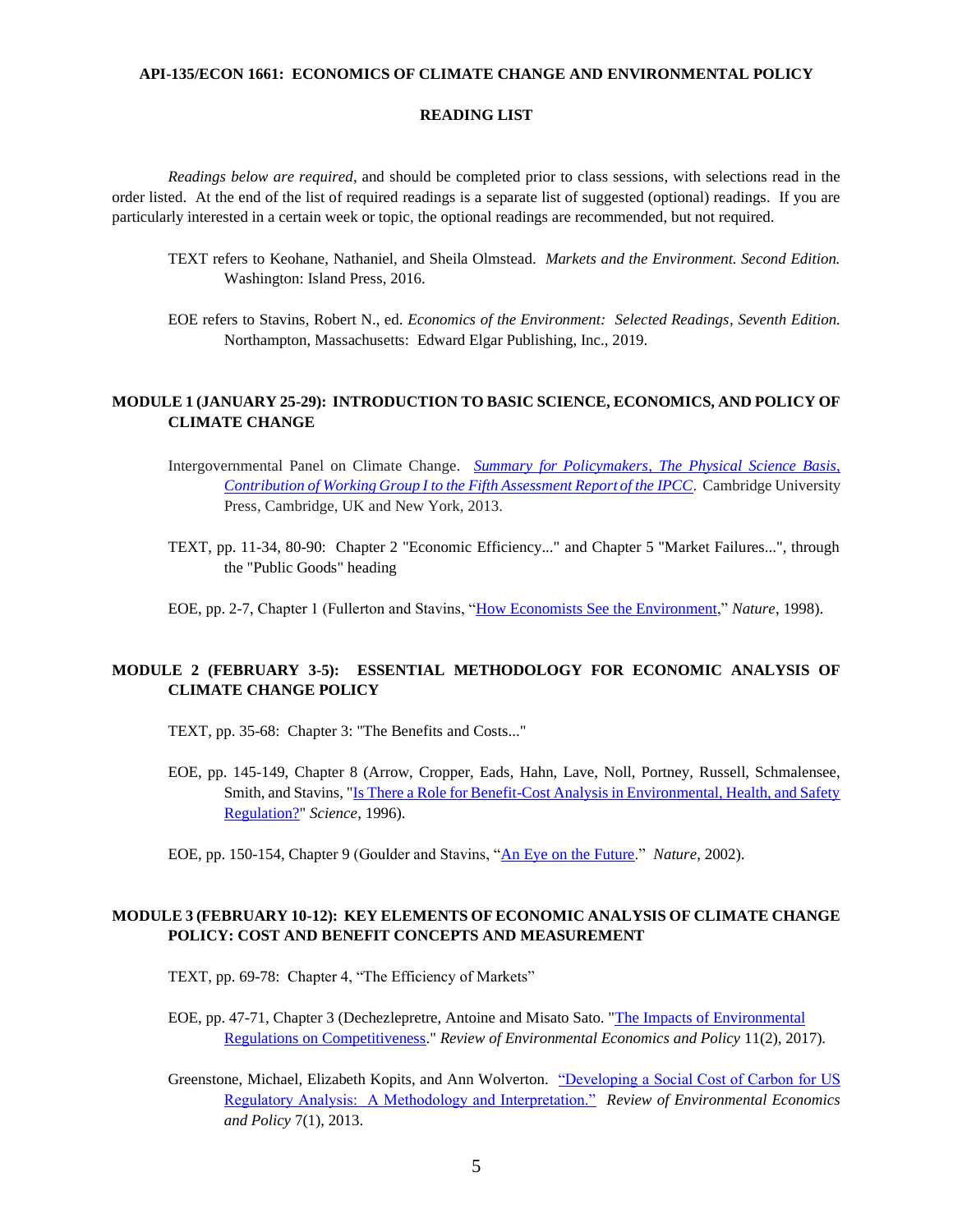**API-135/ECON 1661: ECONOMICS OF CLIMATE CHANGE AND ENVIRONMENTAL POLICY**

**READING LIST**

*Readings below are required*, and should be completed prior to class sessions, with selections read in the order listed. At the end of the list of required readings is a separate list of suggested (optional) readings. If you are particularly interested in a certain week or topic, the optional readings are recommended, but not required.

TEXT refers to Keohane, Nathaniel, and Sheila Olmstead. *Markets and the Environment. Second Edition.* Washington: Island Press, 2016.

EOE refers to Stavins, Robert N., ed. *Economics of the Environment: Selected Readings, Seventh Edition.* Northampton, Massachusetts: Edward Elgar Publishing, Inc., 2019.

## MODULE 1 (JANUARY 25-29): INTRODUCTION TO BASIC SCIENCE, ECONOMICS, AND POLICY OF CLIMATE CHANGE

Intergovernmental Panel on Climate Change. *Summary for Policymakers, The Physical Science Basis, Contribution of Working Group I to the Fifth Assessment Report of the IPCC*. Cambridge University Press, Cambridge, UK and New York, 2013.

TEXT, pp. 11-34, 80-90: Chapter 2 "Economic Efficiency..." and Chapter 5 "Market Failures...", through the "Public Goods" heading

EOE, pp. 2-7, Chapter 1 (Fullerton and Stavins, "How Economists See the Environment," *Nature*, 1998).

## MODULE 2 (FEBRUARY 3-5): ESSENTIAL METHODOLOGY FOR ECONOMIC ANALYSIS OF CLIMATE CHANGE POLICY

TEXT, pp. 35-68: Chapter 3: "The Benefits and Costs..."

EOE, pp. 145-149, Chapter 8 (Arrow, Cropper, Eads, Hahn, Lave, Noll, Portney, Russell, Schmalensee, Smith, and Stavins, "Is There a Role for Benefit-Cost Analysis in Environmental, Health, and Safety Regulation?" *Science*, 1996).

EOE, pp. 150-154, Chapter 9 (Goulder and Stavins, "An Eye on the Future." *Nature*, 2002).

## MODULE 3 (FEBRUARY 10-12): KEY ELEMENTS OF ECONOMIC ANALYSIS OF CLIMATE CHANGE POLICY: COST AND BENEFIT CONCEPTS AND MEASUREMENT

TEXT, pp. 69-78: Chapter 4, "The Efficiency of Markets"

EOE, pp. 47-71, Chapter 3 (Dechezlepretre, Antoine and Misato Sato. "The Impacts of Environmental Regulations on Competitiveness." *Review of Environmental Economics and Policy* 11(2), 2017).

Greenstone, Michael, Elizabeth Kopits, and Ann Wolverton. "Developing a Social Cost of Carbon for US Regulatory Analysis: A Methodology and Interpretation." *Review of Environmental Economics and Policy* 7(1), 2013.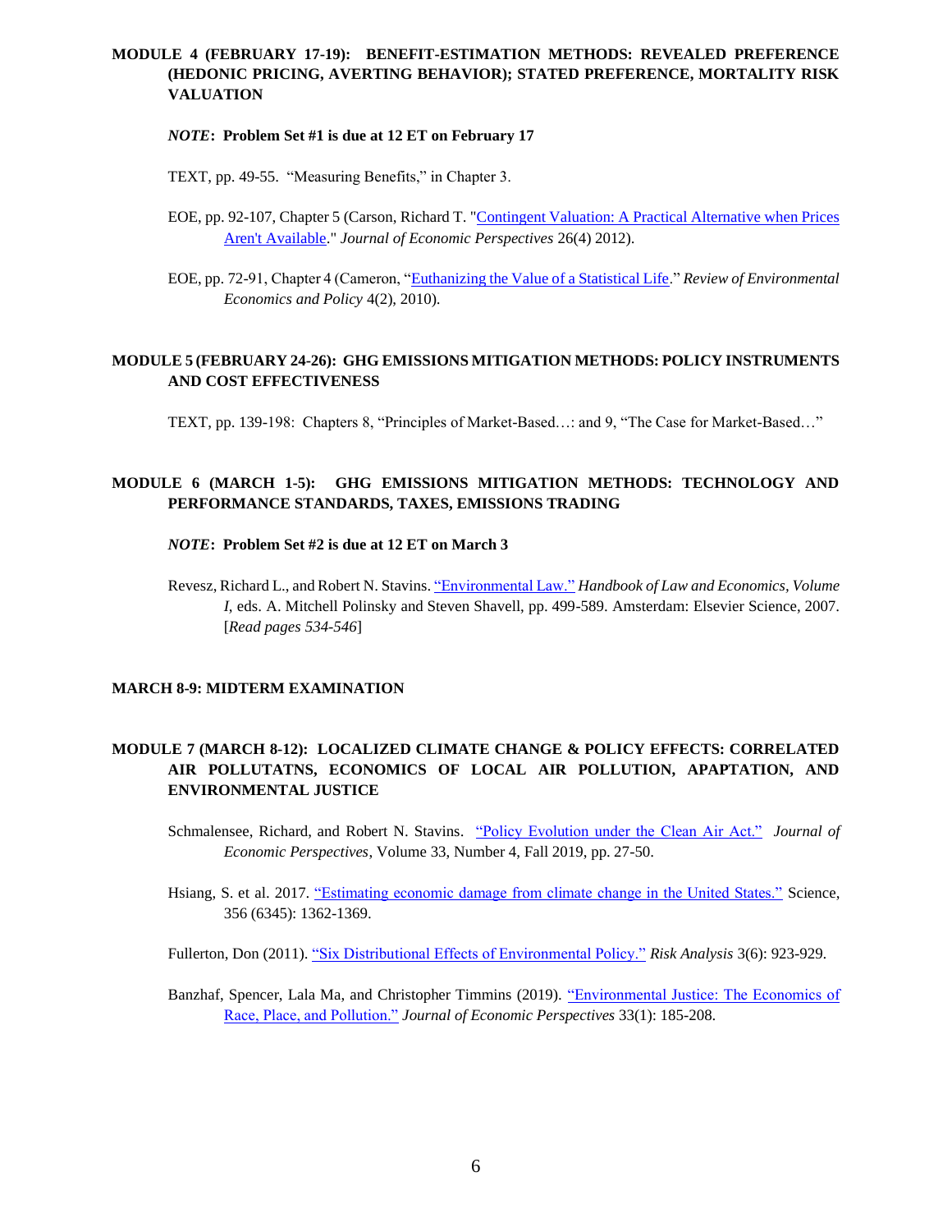### MODULE 4 (FEBRUARY 17-19): BENEFIT-ESTIMATION METHODS: REVEALED PREFERENCE (HEDONIC PRICING, AVERTING BEHAVIOR); STATED PREFERENCE, MORTALITY RISK VALUATION

***NOTE*: Problem Set #1 is due at 12 ET on February 17**

TEXT, pp. 49-55. "Measuring Benefits," in Chapter 3.

EOE, pp. 92-107, Chapter 5 (Carson, Richard T. "Contingent Valuation: A Practical Alternative when Prices Aren't Available." *Journal of Economic Perspectives* 26(4) 2012).

EOE, pp. 72-91, Chapter 4 (Cameron, "Euthanizing the Value of a Statistical Life." *Review of Environmental Economics and Policy* 4(2), 2010).

### MODULE 5 (FEBRUARY 24-26): GHG EMISSIONS MITIGATION METHODS: POLICY INSTRUMENTS AND COST EFFECTIVENESS

TEXT, pp. 139-198: Chapters 8, "Principles of Market-Based…: and 9, "The Case for Market-Based…"

### MODULE 6 (MARCH 1-5): GHG EMISSIONS MITIGATION METHODS: TECHNOLOGY AND PERFORMANCE STANDARDS, TAXES, EMISSIONS TRADING

***NOTE*: Problem Set #2 is due at 12 ET on March 3**

Revesz, Richard L., and Robert N. Stavins. "Environmental Law." *Handbook of Law and Economics, Volume I*, eds. A. Mitchell Polinsky and Steven Shavell, pp. 499-589. Amsterdam: Elsevier Science, 2007. [*Read pages 534-546*]

### MARCH 8-9: MIDTERM EXAMINATION

### MODULE 7 (MARCH 8-12): LOCALIZED CLIMATE CHANGE & POLICY EFFECTS: CORRELATED AIR POLLUTATNS, ECONOMICS OF LOCAL AIR POLLUTION, APAPTATION, AND ENVIRONMENTAL JUSTICE

Schmalensee, Richard, and Robert N. Stavins. "Policy Evolution under the Clean Air Act." *Journal of Economic Perspectives*, Volume 33, Number 4, Fall 2019, pp. 27-50.

Hsiang, S. et al. 2017. "Estimating economic damage from climate change in the United States." Science, 356 (6345): 1362-1369.

Fullerton, Don (2011). "Six Distributional Effects of Environmental Policy." *Risk Analysis* 3(6): 923-929.

Banzhaf, Spencer, Lala Ma, and Christopher Timmins (2019). "Environmental Justice: The Economics of Race, Place, and Pollution." *Journal of Economic Perspectives* 33(1): 185-208.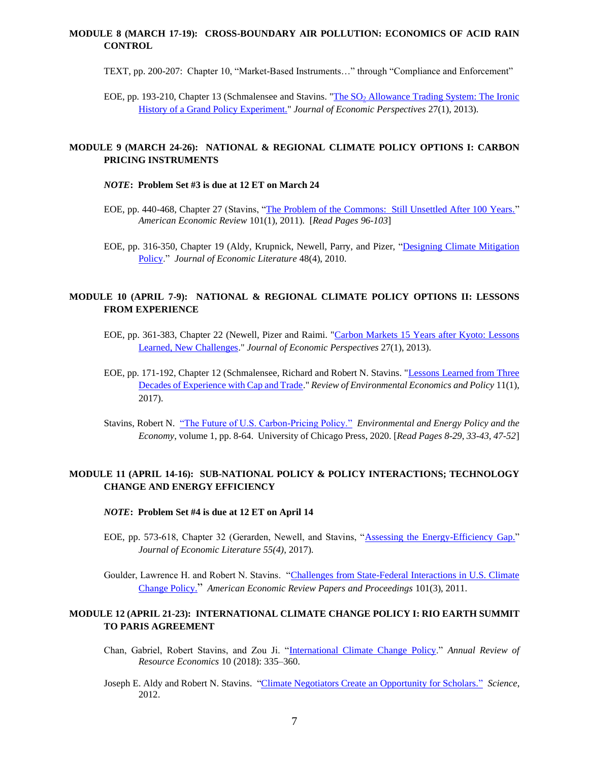## MODULE 8 (MARCH 17-19): CROSS-BOUNDARY AIR POLLUTION: ECONOMICS OF ACID RAIN CONTROL

TEXT, pp. 200-207: Chapter 10, "Market-Based Instruments…" through "Compliance and Enforcement"

EOE, pp. 193-210, Chapter 13 (Schmalensee and Stavins. "The $SO_2$ Allowance Trading System: The Ironic History of a Grand Policy Experiment." *Journal of Economic Perspectives* 27(1), 2013).

## MODULE 9 (MARCH 24-26): NATIONAL & REGIONAL CLIMATE POLICY OPTIONS I: CARBON PRICING INSTRUMENTS

***NOTE*: Problem Set #3 is due at 12 ET on March 24**

EOE, pp. 440-468, Chapter 27 (Stavins, "The Problem of the Commons: Still Unsettled After 100 Years." *American Economic Review* 101(1), 2011). [*Read Pages 96-103*]

EOE, pp. 316-350, Chapter 19 (Aldy, Krupnick, Newell, Parry, and Pizer, "Designing Climate Mitigation Policy." *Journal of Economic Literature* 48(4), 2010.

## MODULE 10 (APRIL 7-9): NATIONAL & REGIONAL CLIMATE POLICY OPTIONS II: LESSONS FROM EXPERIENCE

EOE, pp. 361-383, Chapter 22 (Newell, Pizer and Raimi. "Carbon Markets 15 Years after Kyoto: Lessons Learned, New Challenges." *Journal of Economic Perspectives* 27(1), 2013).

EOE, pp. 171-192, Chapter 12 (Schmalensee, Richard and Robert N. Stavins. "Lessons Learned from Three Decades of Experience with Cap and Trade." *Review of Environmental Economics and Policy* 11(1), 2017).

Stavins, Robert N. "The Future of U.S. Carbon-Pricing Policy." *Environmental and Energy Policy and the Economy*, volume 1, pp. 8-64. University of Chicago Press, 2020. [*Read Pages 8-29, 33-43, 47-52*]

## MODULE 11 (APRIL 14-16): SUB-NATIONAL POLICY & POLICY INTERACTIONS; TECHNOLOGY CHANGE AND ENERGY EFFICIENCY

***NOTE*: Problem Set #4 is due at 12 ET on April 14**

EOE, pp. 573-618, Chapter 32 (Gerarden, Newell, and Stavins, "Assessing the Energy-Efficiency Gap." *Journal of Economic Literature 55(4),* 2017).

Goulder, Lawrence H. and Robert N. Stavins. "Challenges from State-Federal Interactions in U.S. Climate Change Policy." *American Economic Review Papers and Proceedings* 101(3), 2011.

## MODULE 12 (APRIL 21-23): INTERNATIONAL CLIMATE CHANGE POLICY I: RIO EARTH SUMMIT TO PARIS AGREEMENT

Chan, Gabriel, Robert Stavins, and Zou Ji. "International Climate Change Policy." *Annual Review of Resource Economics* 10 (2018): 335–360.

Joseph E. Aldy and Robert N. Stavins. "Climate Negotiators Create an Opportunity for Scholars." *Science*, 2012.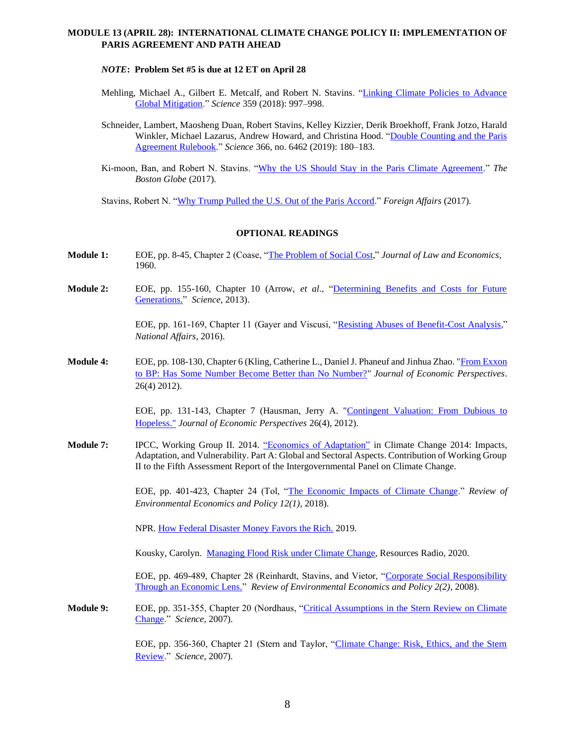**MODULE 13 (APRIL 28): INTERNATIONAL CLIMATE CHANGE POLICY II: IMPLEMENTATION OF PARIS AGREEMENT AND PATH AHEAD**

***NOTE*: Problem Set #5 is due at 12 ET on April 28**

Mehling, Michael A., Gilbert E. Metcalf, and Robert N. Stavins. "Linking Climate Policies to Advance Global Mitigation." *Science* 359 (2018): 997–998.

Schneider, Lambert, Maosheng Duan, Robert Stavins, Kelley Kizzier, Derik Broekhoff, Frank Jotzo, Harald Winkler, Michael Lazarus, Andrew Howard, and Christina Hood. "Double Counting and the Paris Agreement Rulebook." *Science* 366, no. 6462 (2019): 180–183.

Ki-moon, Ban, and Robert N. Stavins. "Why the US Should Stay in the Paris Climate Agreement." *The Boston Globe* (2017).

Stavins, Robert N. "Why Trump Pulled the U.S. Out of the Paris Accord." *Foreign Affairs* (2017).

**OPTIONAL READINGS**

**Module 1:** EOE, pp. 8-45, Chapter 2 (Coase, "The Problem of Social Cost," *Journal of Law and Economics*, 1960.

**Module 2:** EOE, pp. 155-160, Chapter 10 (Arrow, *et al*., "Determining Benefits and Costs for Future Generations." *Science*, 2013).

EOE, pp. 161-169, Chapter 11 (Gayer and Viscusi, "Resisting Abuses of Benefit-Cost Analysis," *National Affairs*, 2016).

**Module 4:** EOE, pp. 108-130, Chapter 6 (Kling, Catherine L., Daniel J. Phaneuf and Jinhua Zhao. "From Exxon to BP: Has Some Number Become Better than No Number?" *Journal of Economic Perspectives*. 26(4) 2012).

EOE, pp. 131-143, Chapter 7 (Hausman, Jerry A. "Contingent Valuation: From Dubious to Hopeless." *Journal of Economic Perspectives* 26(4), 2012).

**Module 7:** IPCC, Working Group II. 2014. "Economics of Adaptation" in Climate Change 2014: Impacts, Adaptation, and Vulnerability. Part A: Global and Sectoral Aspects. Contribution of Working Group II to the Fifth Assessment Report of the Intergovernmental Panel on Climate Change.

EOE, pp. 401-423, Chapter 24 (Tol, "The Economic Impacts of Climate Change." *Review of Environmental Economics and Policy 12(1)*, 2018).

NPR. How Federal Disaster Money Favors the Rich. 2019.

Kousky, Carolyn. Managing Flood Risk under Climate Change, Resources Radio, 2020.

EOE, pp. 469-489, Chapter 28 (Reinhardt, Stavins, and Vietor, "Corporate Social Responsibility Through an Economic Lens." *Review of Environmental Economics and Policy 2(2)*, 2008).

**Module 9:** EOE, pp. 351-355, Chapter 20 (Nordhaus, "Critical Assumptions in the Stern Review on Climate Change." *Science*, 2007).

EOE, pp. 356-360, Chapter 21 (Stern and Taylor, "Climate Change: Risk, Ethics, and the Stern Review." *Science*, 2007).